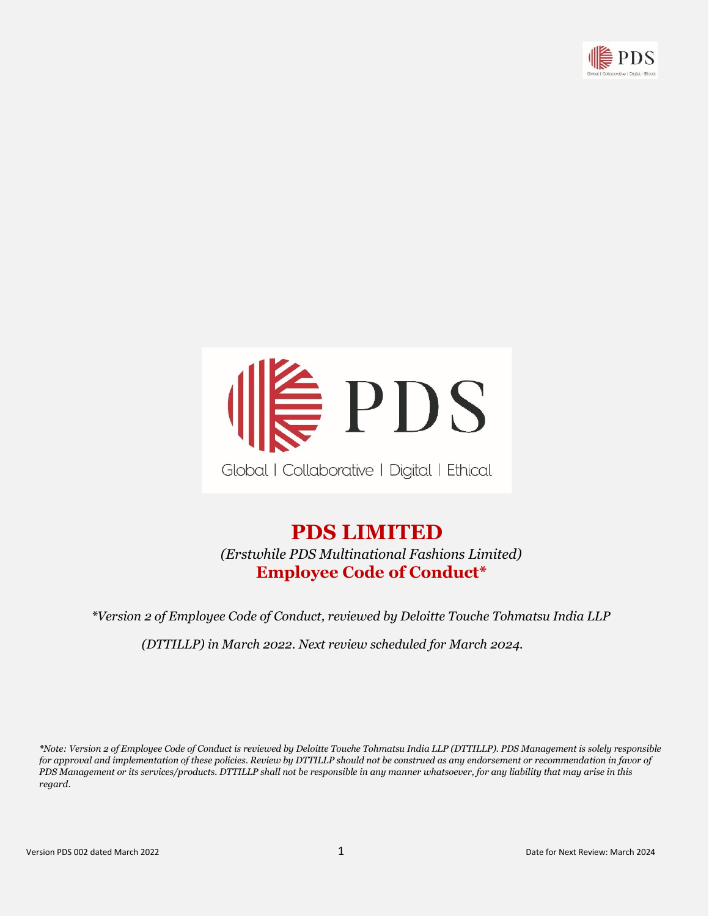Global | Collaborative | Digital | Ethical

# PDS LIMITED

*(Erstwhile PDS Multinational Fashions Limited)*

**Employee Code of Conduct***

*\*Version 2 of Employee Code of Conduct, reviewed by Deloitte Touche Tohmatsu India LLP (DTTILLP) in March 2022. Next review scheduled for March 2024.*

*\*Note: Version 2 of Employee Code of Conduct is reviewed by Deloitte Touche Tohmatsu India LLP (DTTILLP). PDS Management is solely responsible for approval and implementation of these policies. Review by DTTILLP should not be construed as any endorsement or recommendation in favor of PDS Management or its services/products. DTTILLP shall not be responsible in any manner whatsoever, for any liability that may arise in this regard.*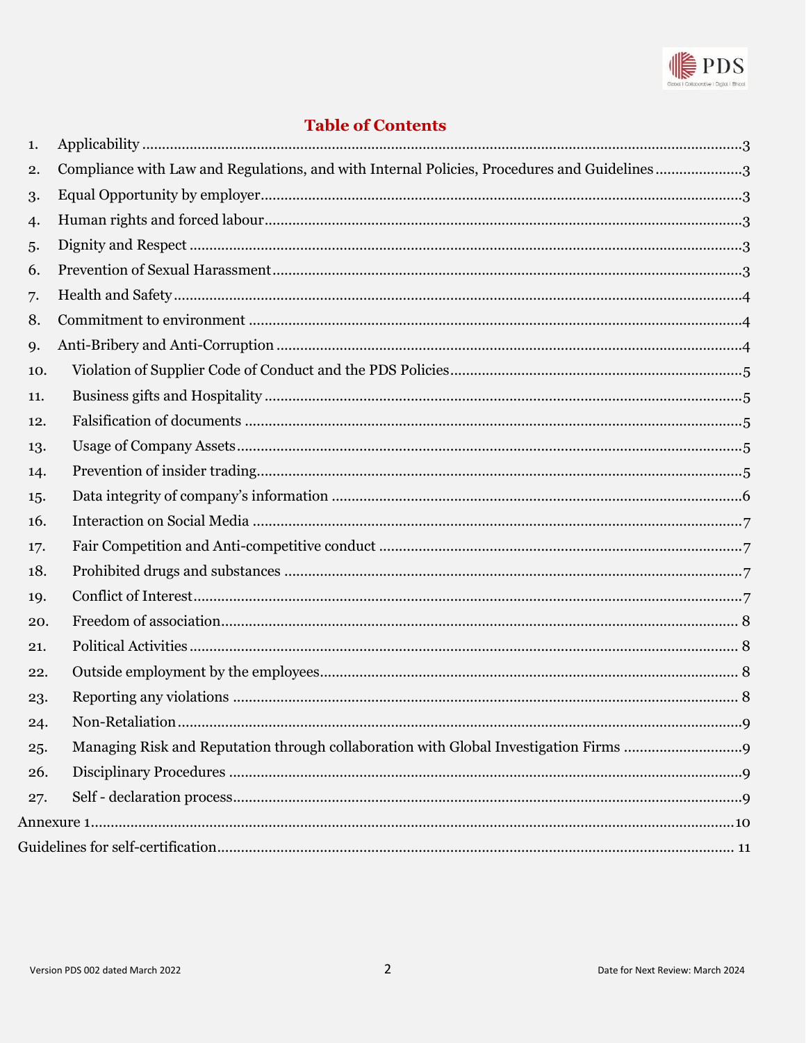## Table of Contents

1. Applicability ..... 3
2. Compliance with Law and Regulations, and with Internal Policies, Procedures and Guidelines ..... 3
3. Equal Opportunity by employer ..... 3
4. Human rights and forced labour ..... 3
5. Dignity and Respect ..... 3
6. Prevention of Sexual Harassment ..... 3
7. Health and Safety ..... 4
8. Commitment to environment ..... 4
9. Anti-Bribery and Anti-Corruption ..... 4
10. Violation of Supplier Code of Conduct and the PDS Policies ..... 5
11. Business gifts and Hospitality ..... 5
12. Falsification of documents ..... 5
13. Usage of Company Assets ..... 5
14. Prevention of insider trading ..... 5
15. Data integrity of company's information ..... 6
16. Interaction on Social Media ..... 7
17. Fair Competition and Anti-competitive conduct ..... 7
18. Prohibited drugs and substances ..... 7
19. Conflict of Interest ..... 7
20. Freedom of association ..... 8
21. Political Activities ..... 8
22. Outside employment by the employees ..... 8
23. Reporting any violations ..... 8
24. Non-Retaliation ..... 9
25. Managing Risk and Reputation through collaboration with Global Investigation Firms ..... 9
26. Disciplinary Procedures ..... 9
27. Self - declaration process ..... 9

Annexure 1 ..... 10

Guidelines for self-certification ..... 11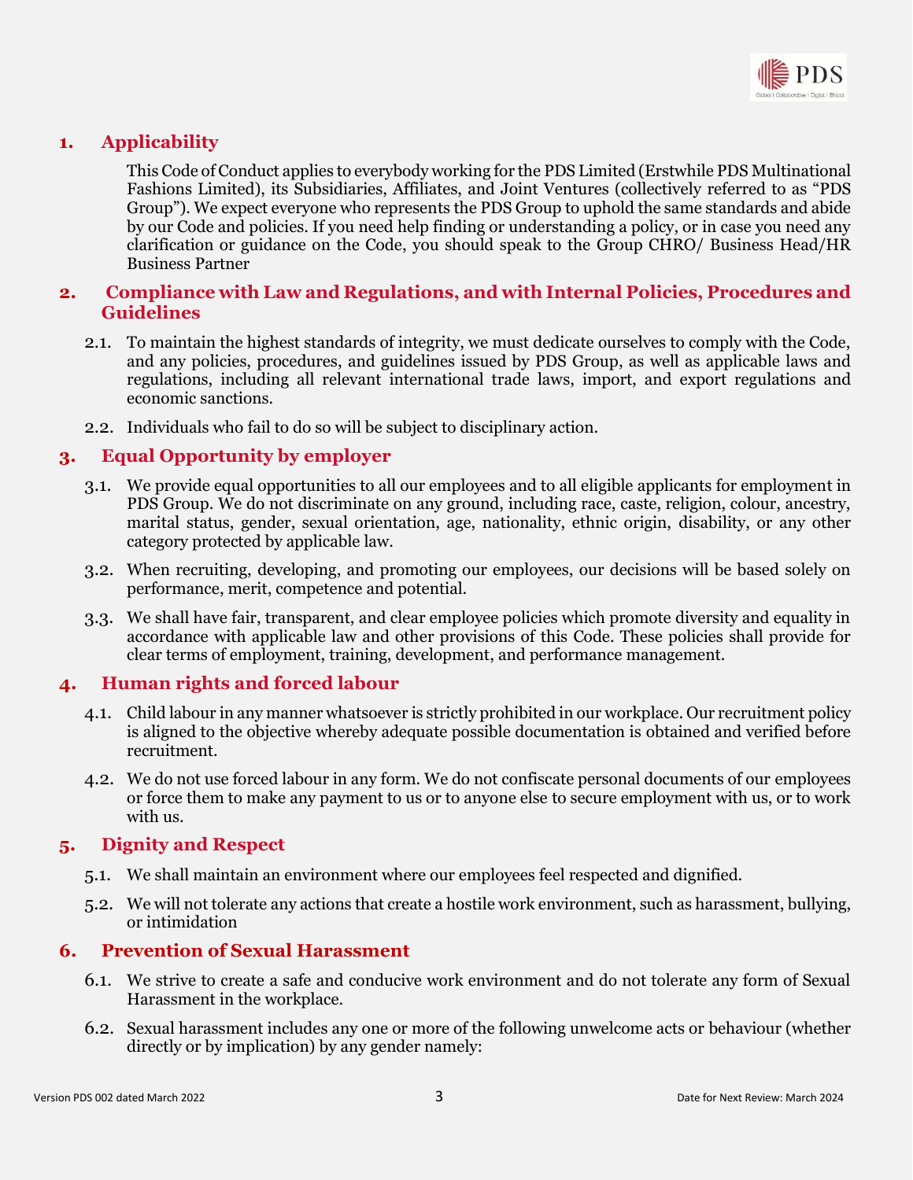## 1. Applicability

This Code of Conduct applies to everybody working for the PDS Limited (Erstwhile PDS Multinational Fashions Limited), its Subsidiaries, Affiliates, and Joint Ventures (collectively referred to as "PDS Group"). We expect everyone who represents the PDS Group to uphold the same standards and abide by our Code and policies. If you need help finding or understanding a policy, or in case you need any clarification or guidance on the Code, you should speak to the Group CHRO/ Business Head/HR Business Partner

## 2. Compliance with Law and Regulations, and with Internal Policies, Procedures and Guidelines

2.1. To maintain the highest standards of integrity, we must dedicate ourselves to comply with the Code, and any policies, procedures, and guidelines issued by PDS Group, as well as applicable laws and regulations, including all relevant international trade laws, import, and export regulations and economic sanctions.

2.2. Individuals who fail to do so will be subject to disciplinary action.

## 3. Equal Opportunity by employer

3.1. We provide equal opportunities to all our employees and to all eligible applicants for employment in PDS Group. We do not discriminate on any ground, including race, caste, religion, colour, ancestry, marital status, gender, sexual orientation, age, nationality, ethnic origin, disability, or any other category protected by applicable law.

3.2. When recruiting, developing, and promoting our employees, our decisions will be based solely on performance, merit, competence and potential.

3.3. We shall have fair, transparent, and clear employee policies which promote diversity and equality in accordance with applicable law and other provisions of this Code. These policies shall provide for clear terms of employment, training, development, and performance management.

## 4. Human rights and forced labour

4.1. Child labour in any manner whatsoever is strictly prohibited in our workplace. Our recruitment policy is aligned to the objective whereby adequate possible documentation is obtained and verified before recruitment.

4.2. We do not use forced labour in any form. We do not confiscate personal documents of our employees or force them to make any payment to us or to anyone else to secure employment with us, or to work with us.

## 5. Dignity and Respect

5.1. We shall maintain an environment where our employees feel respected and dignified.

5.2. We will not tolerate any actions that create a hostile work environment, such as harassment, bullying, or intimidation

## 6. Prevention of Sexual Harassment

6.1. We strive to create a safe and conducive work environment and do not tolerate any form of Sexual Harassment in the workplace.

6.2. Sexual harassment includes any one or more of the following unwelcome acts or behaviour (whether directly or by implication) by any gender namely: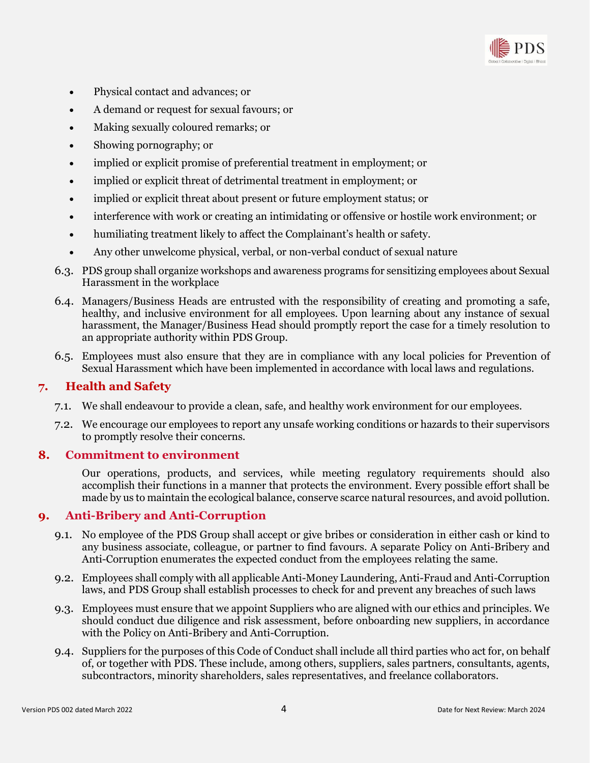- Physical contact and advances; or
- A demand or request for sexual favours; or
- Making sexually coloured remarks; or
- Showing pornography; or
- implied or explicit promise of preferential treatment in employment; or
- implied or explicit threat of detrimental treatment in employment; or
- implied or explicit threat about present or future employment status; or
- interference with work or creating an intimidating or offensive or hostile work environment; or
- humiliating treatment likely to affect the Complainant's health or safety.
- Any other unwelcome physical, verbal, or non-verbal conduct of sexual nature

6.3. PDS group shall organize workshops and awareness programs for sensitizing employees about Sexual Harassment in the workplace

6.4. Managers/Business Heads are entrusted with the responsibility of creating and promoting a safe, healthy, and inclusive environment for all employees. Upon learning about any instance of sexual harassment, the Manager/Business Head should promptly report the case for a timely resolution to an appropriate authority within PDS Group.

6.5. Employees must also ensure that they are in compliance with any local policies for Prevention of Sexual Harassment which have been implemented in accordance with local laws and regulations.

## 7. Health and Safety

7.1. We shall endeavour to provide a clean, safe, and healthy work environment for our employees.

7.2. We encourage our employees to report any unsafe working conditions or hazards to their supervisors to promptly resolve their concerns.

## 8. Commitment to environment

Our operations, products, and services, while meeting regulatory requirements should also accomplish their functions in a manner that protects the environment. Every possible effort shall be made by us to maintain the ecological balance, conserve scarce natural resources, and avoid pollution.

## 9. Anti-Bribery and Anti-Corruption

9.1. No employee of the PDS Group shall accept or give bribes or consideration in either cash or kind to any business associate, colleague, or partner to find favours. A separate Policy on Anti-Bribery and Anti-Corruption enumerates the expected conduct from the employees relating the same.

9.2. Employees shall comply with all applicable Anti-Money Laundering, Anti-Fraud and Anti-Corruption laws, and PDS Group shall establish processes to check for and prevent any breaches of such laws

9.3. Employees must ensure that we appoint Suppliers who are aligned with our ethics and principles. We should conduct due diligence and risk assessment, before onboarding new suppliers, in accordance with the Policy on Anti-Bribery and Anti-Corruption.

9.4. Suppliers for the purposes of this Code of Conduct shall include all third parties who act for, on behalf of, or together with PDS. These include, among others, suppliers, sales partners, consultants, agents, subcontractors, minority shareholders, sales representatives, and freelance collaborators.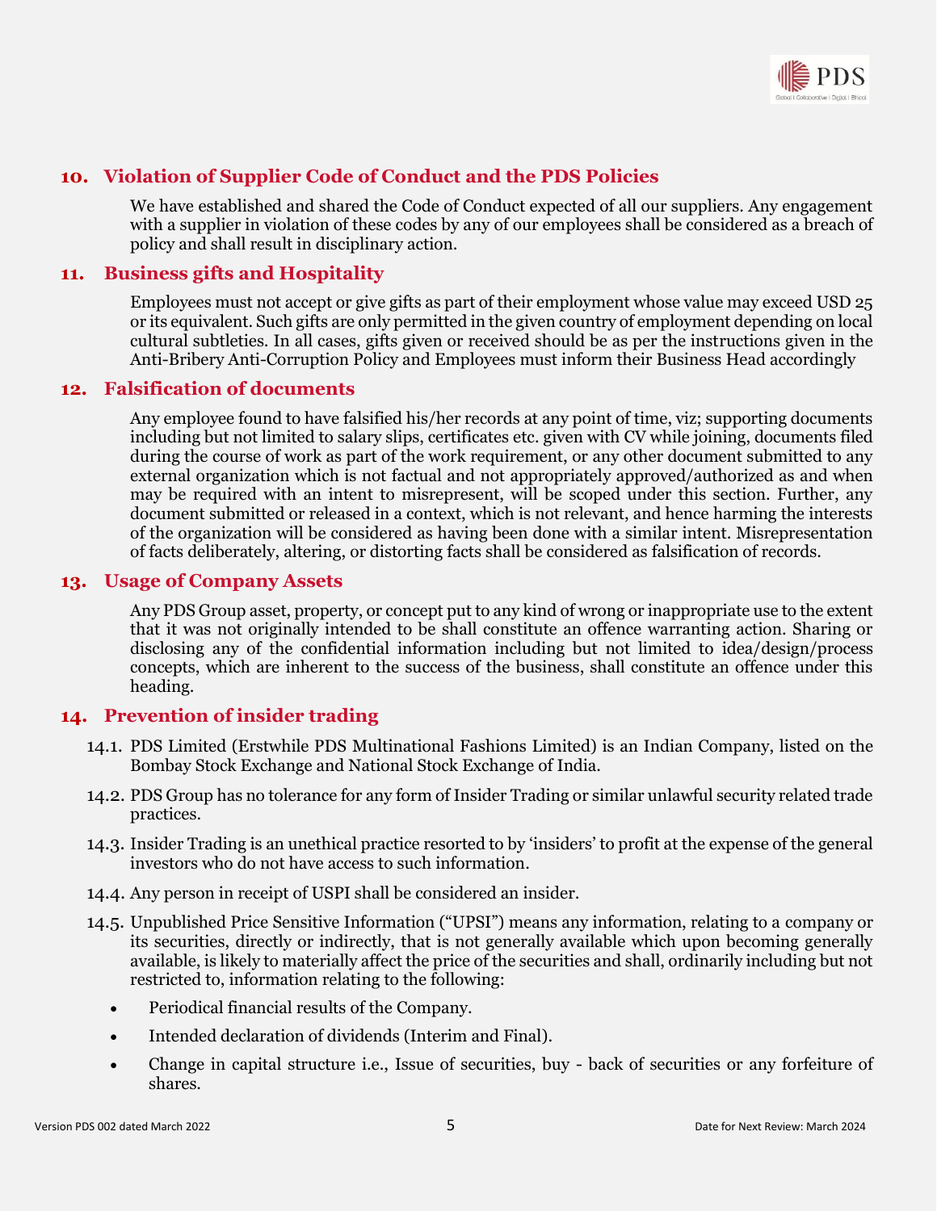## 10. Violation of Supplier Code of Conduct and the PDS Policies

We have established and shared the Code of Conduct expected of all our suppliers. Any engagement with a supplier in violation of these codes by any of our employees shall be considered as a breach of policy and shall result in disciplinary action.

## 11. Business gifts and Hospitality

Employees must not accept or give gifts as part of their employment whose value may exceed USD 25 or its equivalent. Such gifts are only permitted in the given country of employment depending on local cultural subtleties. In all cases, gifts given or received should be as per the instructions given in the Anti-Bribery Anti-Corruption Policy and Employees must inform their Business Head accordingly

## 12. Falsification of documents

Any employee found to have falsified his/her records at any point of time, viz; supporting documents including but not limited to salary slips, certificates etc. given with CV while joining, documents filed during the course of work as part of the work requirement, or any other document submitted to any external organization which is not factual and not appropriately approved/authorized as and when may be required with an intent to misrepresent, will be scoped under this section. Further, any document submitted or released in a context, which is not relevant, and hence harming the interests of the organization will be considered as having been done with a similar intent. Misrepresentation of facts deliberately, altering, or distorting facts shall be considered as falsification of records.

## 13. Usage of Company Assets

Any PDS Group asset, property, or concept put to any kind of wrong or inappropriate use to the extent that it was not originally intended to be shall constitute an offence warranting action. Sharing or disclosing any of the confidential information including but not limited to idea/design/process concepts, which are inherent to the success of the business, shall constitute an offence under this heading.

## 14. Prevention of insider trading

14.1. PDS Limited (Erstwhile PDS Multinational Fashions Limited) is an Indian Company, listed on the Bombay Stock Exchange and National Stock Exchange of India.

14.2. PDS Group has no tolerance for any form of Insider Trading or similar unlawful security related trade practices.

14.3. Insider Trading is an unethical practice resorted to by 'insiders' to profit at the expense of the general investors who do not have access to such information.

14.4. Any person in receipt of USPI shall be considered an insider.

14.5. Unpublished Price Sensitive Information ("UPSI") means any information, relating to a company or its securities, directly or indirectly, that is not generally available which upon becoming generally available, is likely to materially affect the price of the securities and shall, ordinarily including but not restricted to, information relating to the following:

- Periodical financial results of the Company.
- Intended declaration of dividends (Interim and Final).
- Change in capital structure i.e., Issue of securities, buy - back of securities or any forfeiture of shares.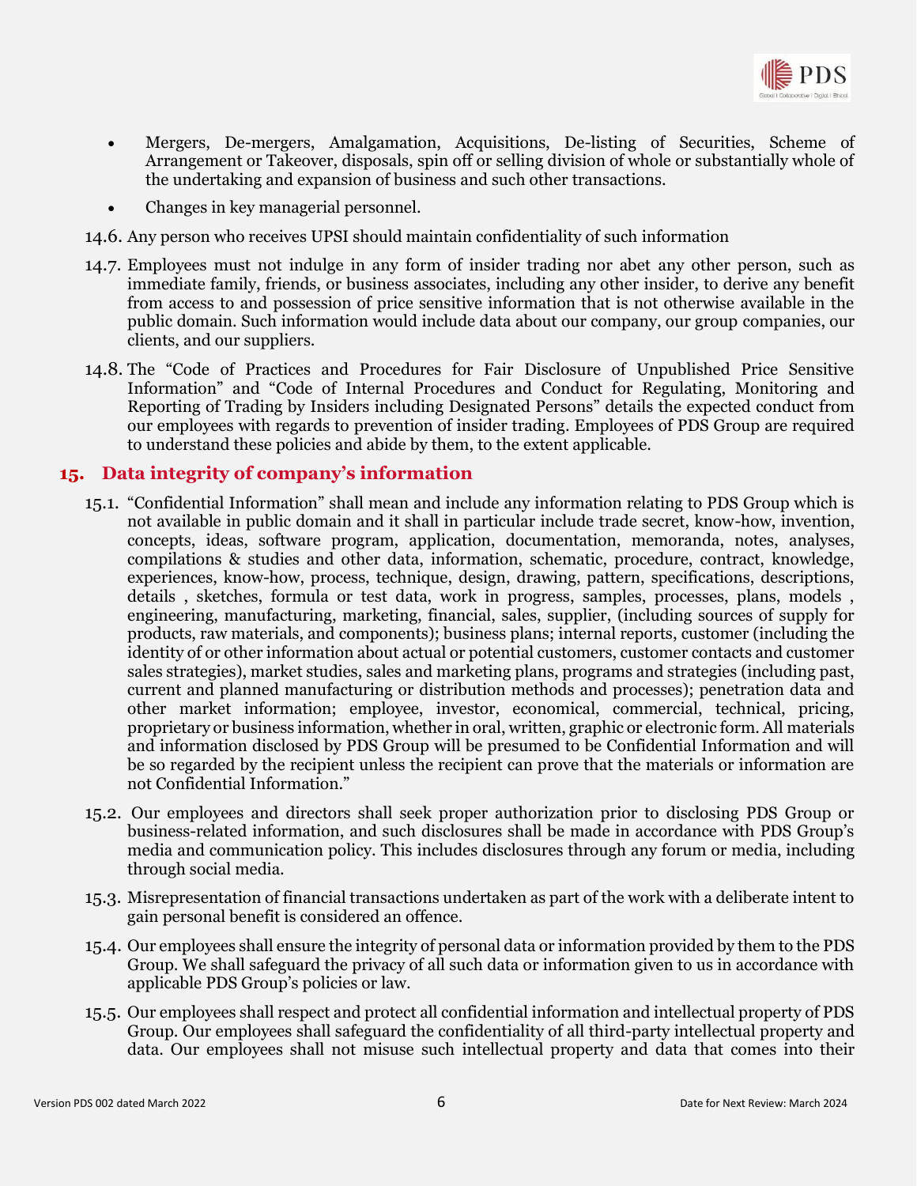- Mergers, De-mergers, Amalgamation, Acquisitions, De-listing of Securities, Scheme of Arrangement or Takeover, disposals, spin off or selling division of whole or substantially whole of the undertaking and expansion of business and such other transactions.
- Changes in key managerial personnel.

14.6. Any person who receives UPSI should maintain confidentiality of such information

14.7. Employees must not indulge in any form of insider trading nor abet any other person, such as immediate family, friends, or business associates, including any other insider, to derive any benefit from access to and possession of price sensitive information that is not otherwise available in the public domain. Such information would include data about our company, our group companies, our clients, and our suppliers.

14.8. The "Code of Practices and Procedures for Fair Disclosure of Unpublished Price Sensitive Information" and "Code of Internal Procedures and Conduct for Regulating, Monitoring and Reporting of Trading by Insiders including Designated Persons" details the expected conduct from our employees with regards to prevention of insider trading. Employees of PDS Group are required to understand these policies and abide by them, to the extent applicable.

## 15. Data integrity of company's information

15.1. "Confidential Information" shall mean and include any information relating to PDS Group which is not available in public domain and it shall in particular include trade secret, know-how, invention, concepts, ideas, software program, application, documentation, memoranda, notes, analyses, compilations & studies and other data, information, schematic, procedure, contract, knowledge, experiences, know-how, process, technique, design, drawing, pattern, specifications, descriptions, details , sketches, formula or test data, work in progress, samples, processes, plans, models , engineering, manufacturing, marketing, financial, sales, supplier, (including sources of supply for products, raw materials, and components); business plans; internal reports, customer (including the identity of or other information about actual or potential customers, customer contacts and customer sales strategies), market studies, sales and marketing plans, programs and strategies (including past, current and planned manufacturing or distribution methods and processes); penetration data and other market information; employee, investor, economical, commercial, technical, pricing, proprietary or business information, whether in oral, written, graphic or electronic form. All materials and information disclosed by PDS Group will be presumed to be Confidential Information and will be so regarded by the recipient unless the recipient can prove that the materials or information are not Confidential Information."

15.2. Our employees and directors shall seek proper authorization prior to disclosing PDS Group or business-related information, and such disclosures shall be made in accordance with PDS Group's media and communication policy. This includes disclosures through any forum or media, including through social media.

15.3. Misrepresentation of financial transactions undertaken as part of the work with a deliberate intent to gain personal benefit is considered an offence.

15.4. Our employees shall ensure the integrity of personal data or information provided by them to the PDS Group. We shall safeguard the privacy of all such data or information given to us in accordance with applicable PDS Group's policies or law.

15.5. Our employees shall respect and protect all confidential information and intellectual property of PDS Group. Our employees shall safeguard the confidentiality of all third-party intellectual property and data. Our employees shall not misuse such intellectual property and data that comes into their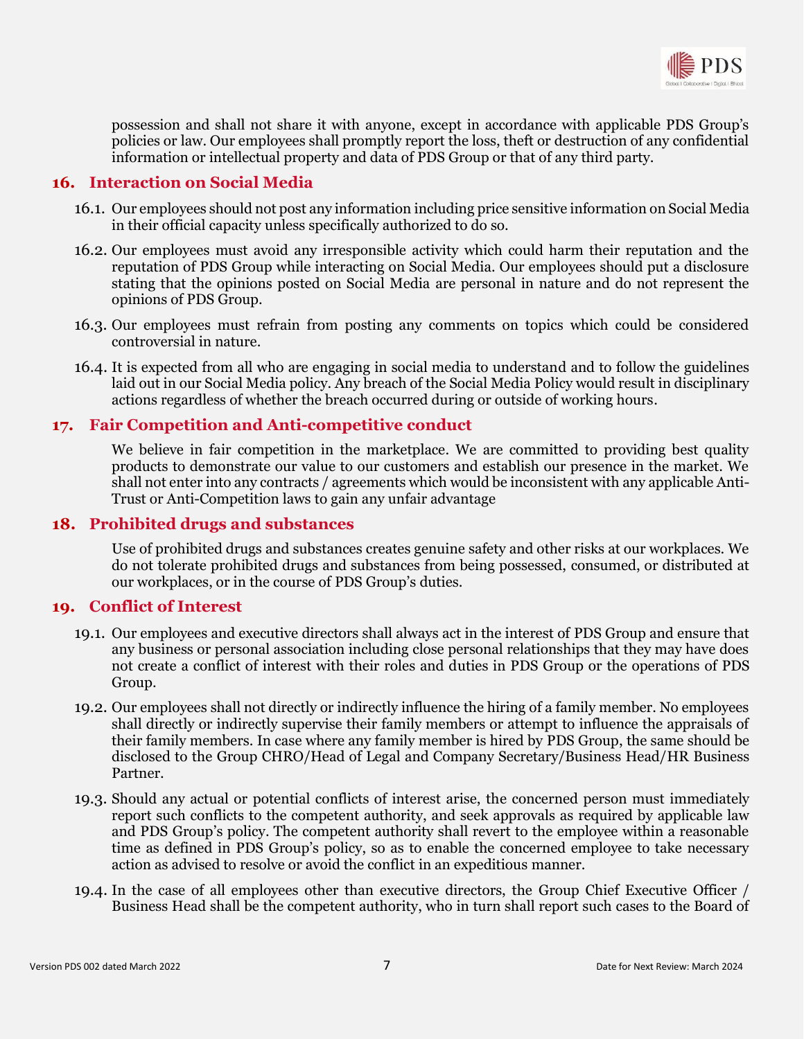possession and shall not share it with anyone, except in accordance with applicable PDS Group's policies or law. Our employees shall promptly report the loss, theft or destruction of any confidential information or intellectual property and data of PDS Group or that of any third party.

## 16. Interaction on Social Media

16.1. Our employees should not post any information including price sensitive information on Social Media in their official capacity unless specifically authorized to do so.

16.2. Our employees must avoid any irresponsible activity which could harm their reputation and the reputation of PDS Group while interacting on Social Media. Our employees should put a disclosure stating that the opinions posted on Social Media are personal in nature and do not represent the opinions of PDS Group.

16.3. Our employees must refrain from posting any comments on topics which could be considered controversial in nature.

16.4. It is expected from all who are engaging in social media to understand and to follow the guidelines laid out in our Social Media policy. Any breach of the Social Media Policy would result in disciplinary actions regardless of whether the breach occurred during or outside of working hours.

## 17. Fair Competition and Anti-competitive conduct

We believe in fair competition in the marketplace. We are committed to providing best quality products to demonstrate our value to our customers and establish our presence in the market. We shall not enter into any contracts / agreements which would be inconsistent with any applicable Anti-Trust or Anti-Competition laws to gain any unfair advantage

## 18. Prohibited drugs and substances

Use of prohibited drugs and substances creates genuine safety and other risks at our workplaces. We do not tolerate prohibited drugs and substances from being possessed, consumed, or distributed at our workplaces, or in the course of PDS Group's duties.

## 19. Conflict of Interest

19.1. Our employees and executive directors shall always act in the interest of PDS Group and ensure that any business or personal association including close personal relationships that they may have does not create a conflict of interest with their roles and duties in PDS Group or the operations of PDS Group.

19.2. Our employees shall not directly or indirectly influence the hiring of a family member. No employees shall directly or indirectly supervise their family members or attempt to influence the appraisals of their family members. In case where any family member is hired by PDS Group, the same should be disclosed to the Group CHRO/Head of Legal and Company Secretary/Business Head/HR Business Partner.

19.3. Should any actual or potential conflicts of interest arise, the concerned person must immediately report such conflicts to the competent authority, and seek approvals as required by applicable law and PDS Group's policy. The competent authority shall revert to the employee within a reasonable time as defined in PDS Group's policy, so as to enable the concerned employee to take necessary action as advised to resolve or avoid the conflict in an expeditious manner.

19.4. In the case of all employees other than executive directors, the Group Chief Executive Officer / Business Head shall be the competent authority, who in turn shall report such cases to the Board of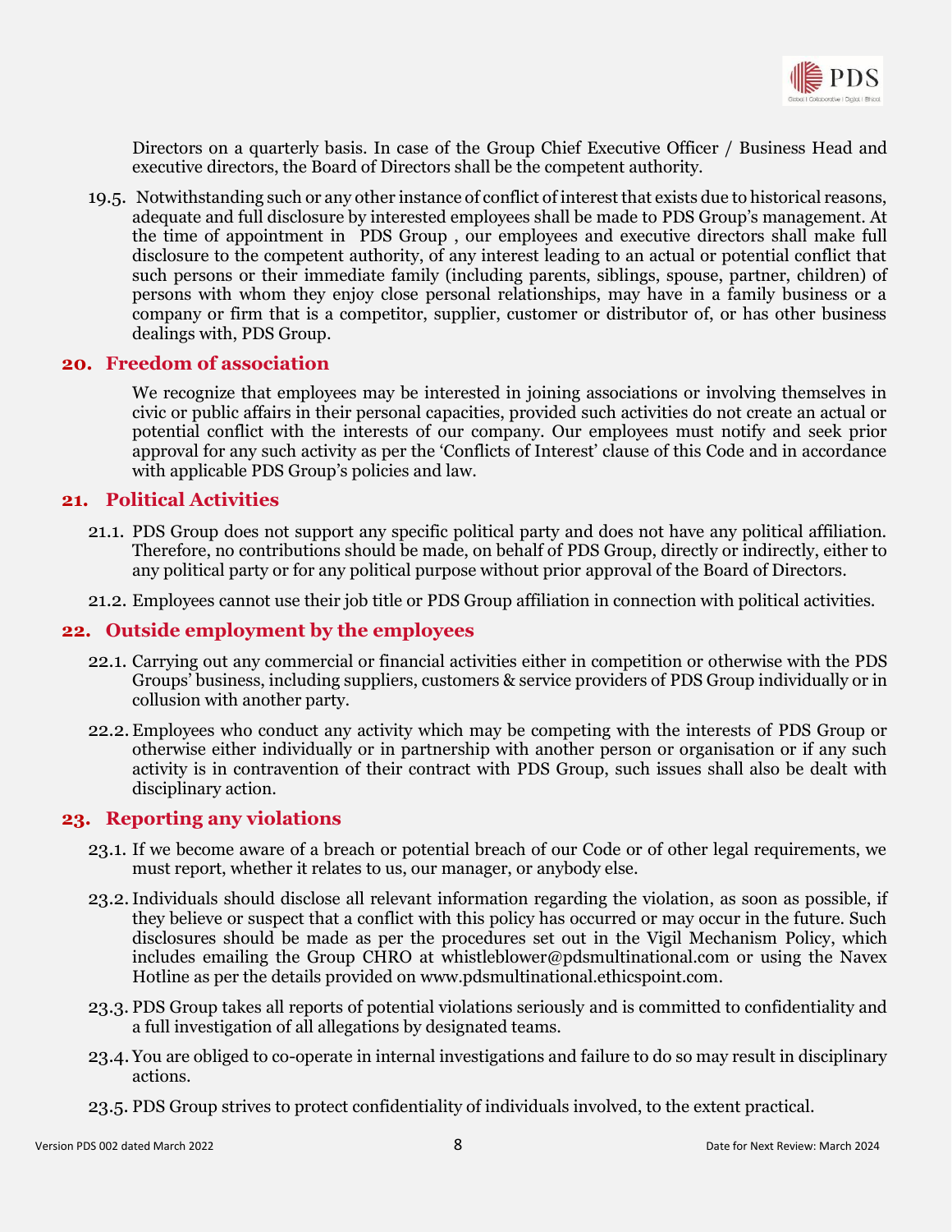Directors on a quarterly basis. In case of the Group Chief Executive Officer / Business Head and executive directors, the Board of Directors shall be the competent authority.

19.5. Notwithstanding such or any other instance of conflict of interest that exists due to historical reasons, adequate and full disclosure by interested employees shall be made to PDS Group's management. At the time of appointment in PDS Group , our employees and executive directors shall make full disclosure to the competent authority, of any interest leading to an actual or potential conflict that such persons or their immediate family (including parents, siblings, spouse, partner, children) of persons with whom they enjoy close personal relationships, may have in a family business or a company or firm that is a competitor, supplier, customer or distributor of, or has other business dealings with, PDS Group.

## 20. Freedom of association

We recognize that employees may be interested in joining associations or involving themselves in civic or public affairs in their personal capacities, provided such activities do not create an actual or potential conflict with the interests of our company. Our employees must notify and seek prior approval for any such activity as per the 'Conflicts of Interest' clause of this Code and in accordance with applicable PDS Group's policies and law.

## 21. Political Activities

21.1. PDS Group does not support any specific political party and does not have any political affiliation. Therefore, no contributions should be made, on behalf of PDS Group, directly or indirectly, either to any political party or for any political purpose without prior approval of the Board of Directors.

21.2. Employees cannot use their job title or PDS Group affiliation in connection with political activities.

## 22. Outside employment by the employees

22.1. Carrying out any commercial or financial activities either in competition or otherwise with the PDS Groups' business, including suppliers, customers & service providers of PDS Group individually or in collusion with another party.

22.2. Employees who conduct any activity which may be competing with the interests of PDS Group or otherwise either individually or in partnership with another person or organisation or if any such activity is in contravention of their contract with PDS Group, such issues shall also be dealt with disciplinary action.

## 23. Reporting any violations

23.1. If we become aware of a breach or potential breach of our Code or of other legal requirements, we must report, whether it relates to us, our manager, or anybody else.

23.2. Individuals should disclose all relevant information regarding the violation, as soon as possible, if they believe or suspect that a conflict with this policy has occurred or may occur in the future. Such disclosures should be made as per the procedures set out in the Vigil Mechanism Policy, which includes emailing the Group CHRO at whistleblower@pdsmultinational.com or using the Navex Hotline as per the details provided on www.pdsmultinational.ethicspoint.com.

23.3. PDS Group takes all reports of potential violations seriously and is committed to confidentiality and a full investigation of all allegations by designated teams.

23.4. You are obliged to co-operate in internal investigations and failure to do so may result in disciplinary actions.

23.5. PDS Group strives to protect confidentiality of individuals involved, to the extent practical.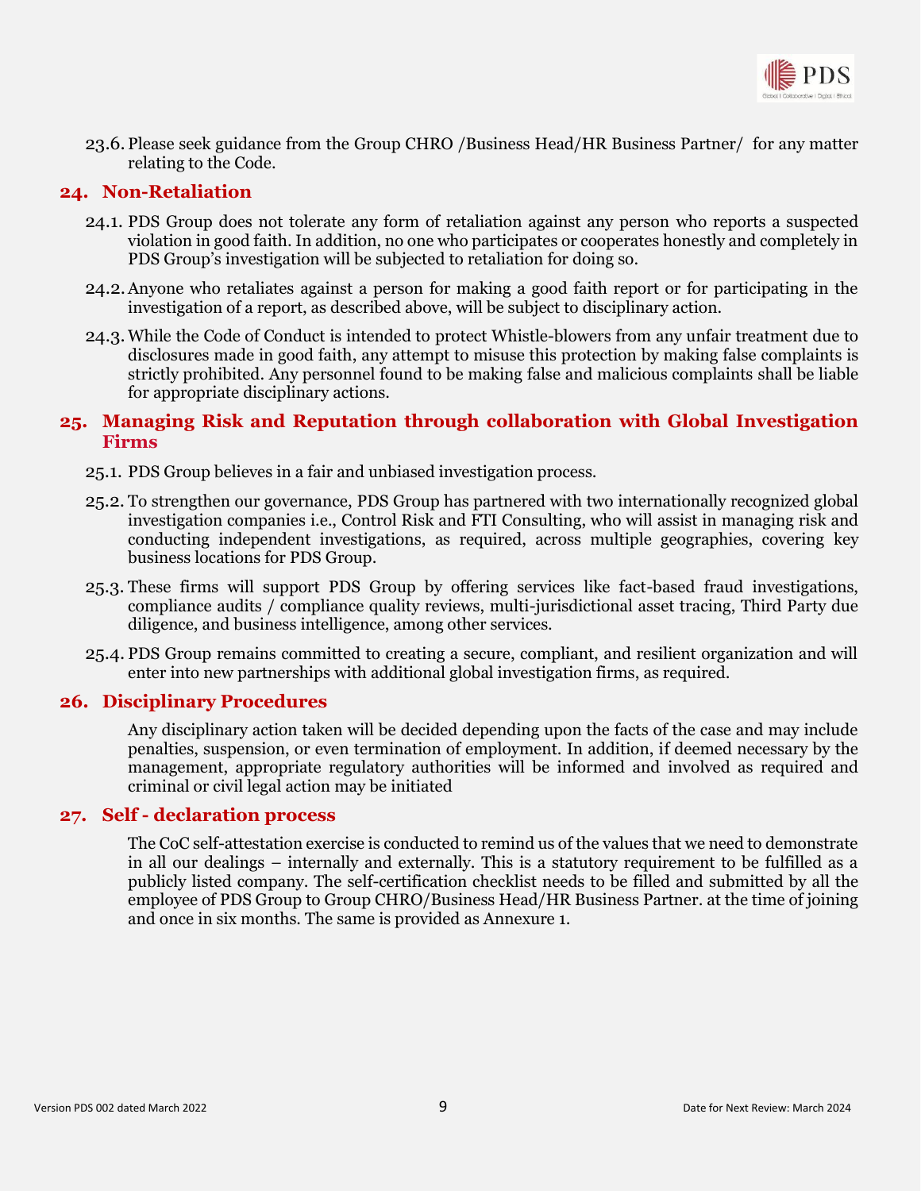23.6. Please seek guidance from the Group CHRO /Business Head/HR Business Partner/ for any matter relating to the Code.

## 24. Non-Retaliation

24.1. PDS Group does not tolerate any form of retaliation against any person who reports a suspected violation in good faith. In addition, no one who participates or cooperates honestly and completely in PDS Group's investigation will be subjected to retaliation for doing so.

24.2. Anyone who retaliates against a person for making a good faith report or for participating in the investigation of a report, as described above, will be subject to disciplinary action.

24.3. While the Code of Conduct is intended to protect Whistle-blowers from any unfair treatment due to disclosures made in good faith, any attempt to misuse this protection by making false complaints is strictly prohibited. Any personnel found to be making false and malicious complaints shall be liable for appropriate disciplinary actions.

## 25. Managing Risk and Reputation through collaboration with Global Investigation Firms

25.1. PDS Group believes in a fair and unbiased investigation process.

25.2. To strengthen our governance, PDS Group has partnered with two internationally recognized global investigation companies i.e., Control Risk and FTI Consulting, who will assist in managing risk and conducting independent investigations, as required, across multiple geographies, covering key business locations for PDS Group.

25.3. These firms will support PDS Group by offering services like fact-based fraud investigations, compliance audits / compliance quality reviews, multi-jurisdictional asset tracing, Third Party due diligence, and business intelligence, among other services.

25.4. PDS Group remains committed to creating a secure, compliant, and resilient organization and will enter into new partnerships with additional global investigation firms, as required.

## 26. Disciplinary Procedures

Any disciplinary action taken will be decided depending upon the facts of the case and may include penalties, suspension, or even termination of employment. In addition, if deemed necessary by the management, appropriate regulatory authorities will be informed and involved as required and criminal or civil legal action may be initiated

## 27. Self - declaration process

The CoC self-attestation exercise is conducted to remind us of the values that we need to demonstrate in all our dealings – internally and externally. This is a statutory requirement to be fulfilled as a publicly listed company. The self-certification checklist needs to be filled and submitted by all the employee of PDS Group to Group CHRO/Business Head/HR Business Partner. at the time of joining and once in six months. The same is provided as Annexure 1.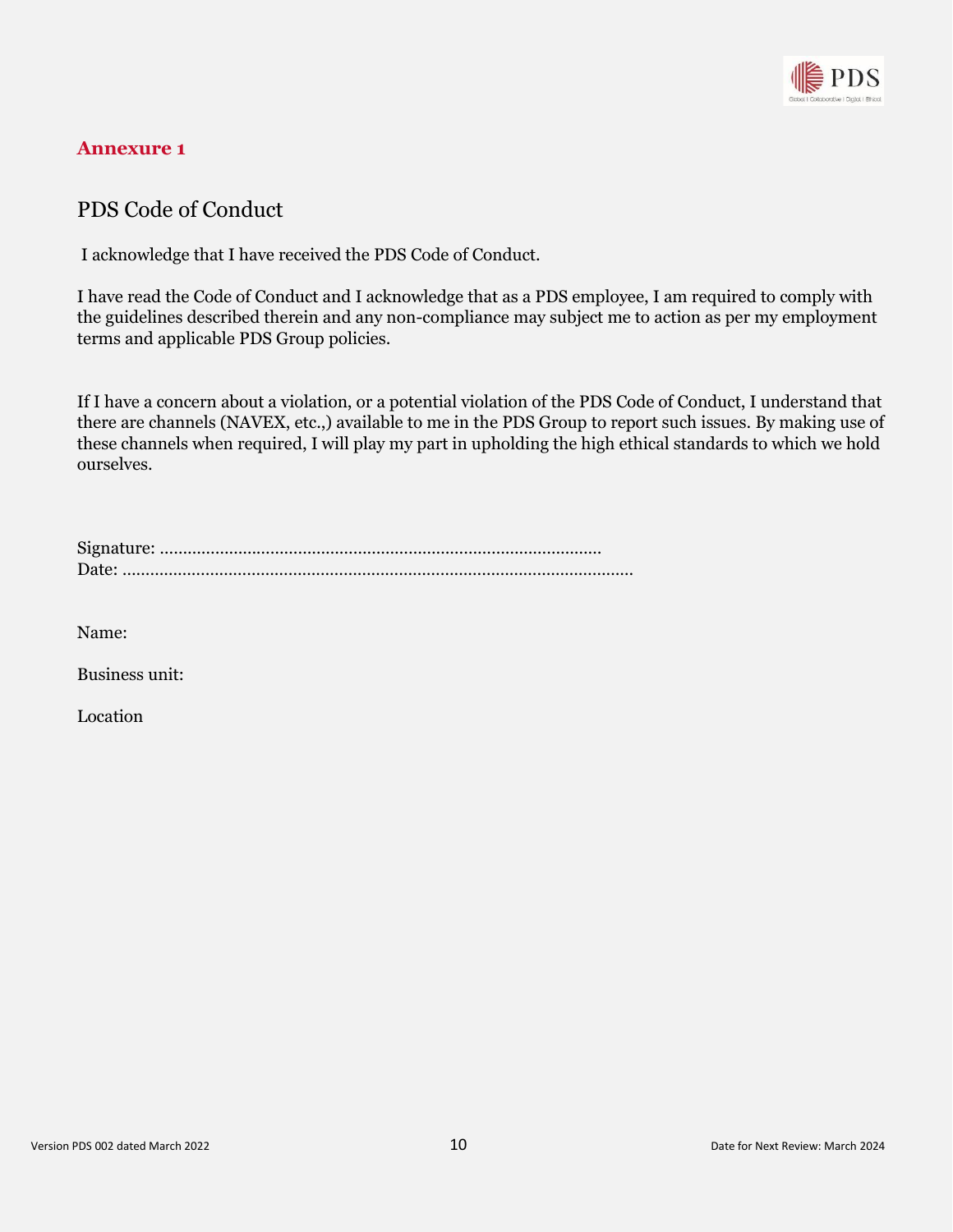**Annexure 1**

## PDS Code of Conduct

I acknowledge that I have received the PDS Code of Conduct.

I have read the Code of Conduct and I acknowledge that as a PDS employee, I am required to comply with the guidelines described therein and any non-compliance may subject me to action as per my employment terms and applicable PDS Group policies.

If I have a concern about a violation, or a potential violation of the PDS Code of Conduct, I understand that there are channels (NAVEX, etc.,) available to me in the PDS Group to report such issues. By making use of these channels when required, I will play my part in upholding the high ethical standards to which we hold ourselves.

Signature: ................................................................................................
Date: ...............................................................................................................

Name:

Business unit:

Location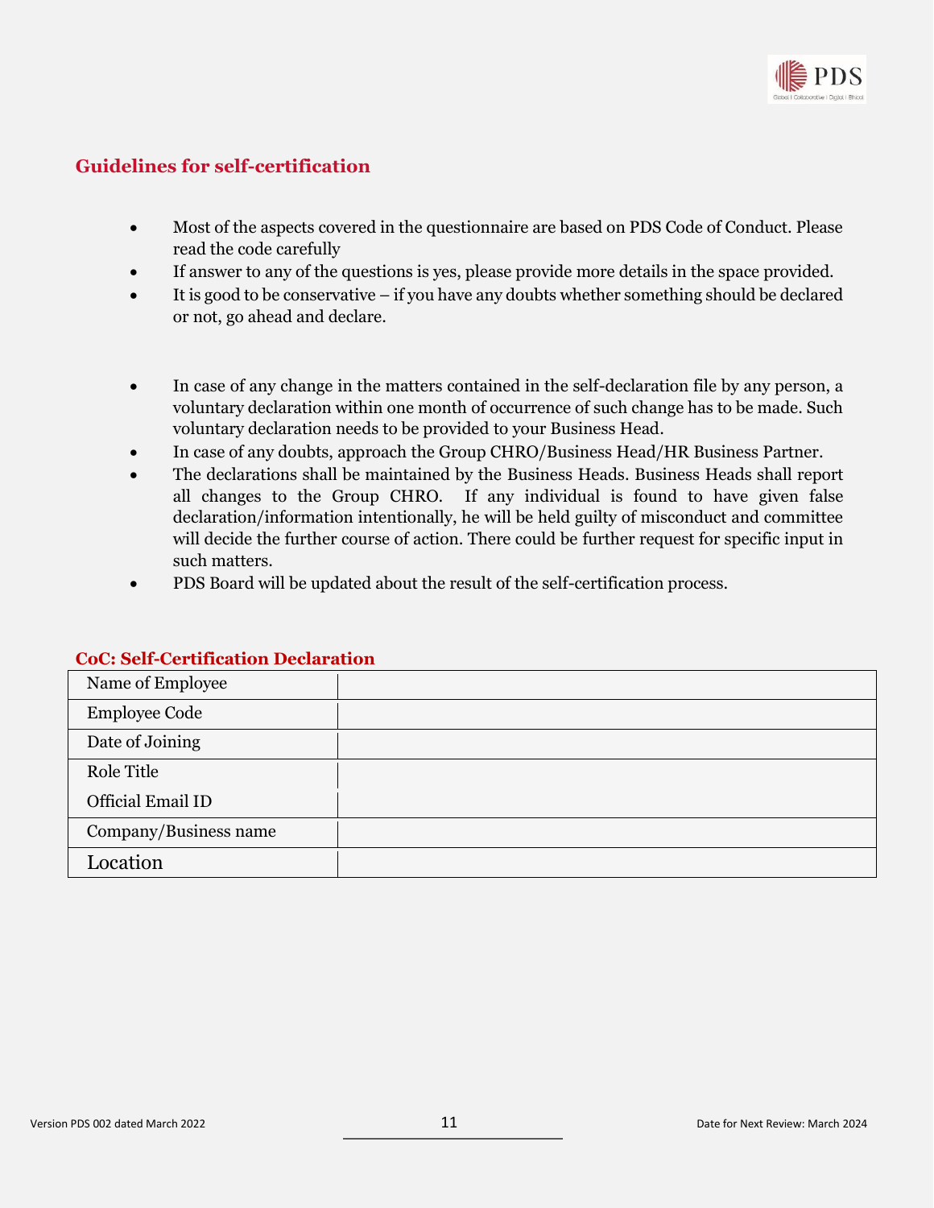## Guidelines for self-certification

- Most of the aspects covered in the questionnaire are based on PDS Code of Conduct. Please read the code carefully
- If answer to any of the questions is yes, please provide more details in the space provided.
- It is good to be conservative – if you have any doubts whether something should be declared or not, go ahead and declare.

- In case of any change in the matters contained in the self-declaration file by any person, a voluntary declaration within one month of occurrence of such change has to be made. Such voluntary declaration needs to be provided to your Business Head.
- In case of any doubts, approach the Group CHRO/Business Head/HR Business Partner.
- The declarations shall be maintained by the Business Heads. Business Heads shall report all changes to the Group CHRO. If any individual is found to have given false declaration/information intentionally, he will be held guilty of misconduct and committee will decide the further course of action. There could be further request for specific input in such matters.
- PDS Board will be updated about the result of the self-certification process.

## CoC: Self-Certification Declaration

| | |
|---|---|
| Name of Employee | |
| Employee Code | |
| Date of Joining | |
| Role Title | |
| Official Email ID | |
| Company/Business name | |
| Location | |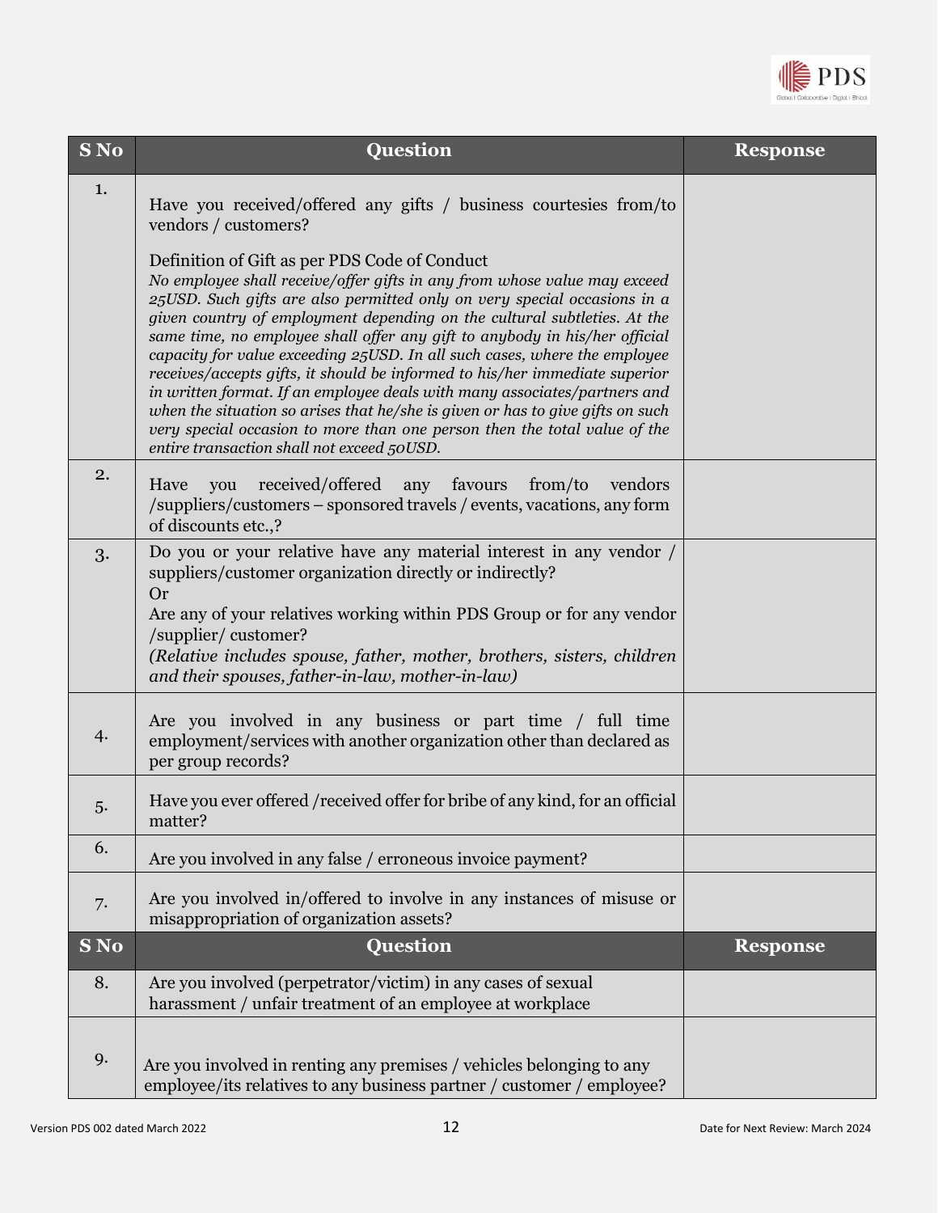| S No | Question | Response |
|---|---|---|
| 1. | Have you received/offered any gifts / business courtesies from/to vendors / customers?<br><br>Definition of Gift as per PDS Code of Conduct<br>*No employee shall receive/offer gifts in any from whose value may exceed 25USD. Such gifts are also permitted only on very special occasions in a given country of employment depending on the cultural subtleties. At the same time, no employee shall offer any gift to anybody in his/her official capacity for value exceeding 25USD. In all such cases, where the employee receives/accepts gifts, it should be informed to his/her immediate superior in written format. If an employee deals with many associates/partners and when the situation so arises that he/she is given or has to give gifts on such very special occasion to more than one person then the total value of the entire transaction shall not exceed 50USD.* | |
| 2. | Have you received/offered any favours from/to vendors /suppliers/customers – sponsored travels / events, vacations, any form of discounts etc.,? | |
| 3. | Do you or your relative have any material interest in any vendor / suppliers/customer organization directly or indirectly?<br>Or<br>Are any of your relatives working within PDS Group or for any vendor /supplier/ customer?<br>*(Relative includes spouse, father, mother, brothers, sisters, children and their spouses, father-in-law, mother-in-law)* | |
| 4. | Are you involved in any business or part time / full time employment/services with another organization other than declared as per group records? | |
| 5. | Have you ever offered /received offer for bribe of any kind, for an official matter? | |
| 6. | Are you involved in any false / erroneous invoice payment? | |
| 7. | Are you involved in/offered to involve in any instances of misuse or misappropriation of organization assets? | |
| 8. | Are you involved (perpetrator/victim) in any cases of sexual harassment / unfair treatment of an employee at workplace | |
| 9. | Are you involved in renting any premises / vehicles belonging to any employee/its relatives to any business partner / customer / employee? | |

Version PDS 002 dated March 2022 | Date for Next Review: March 2024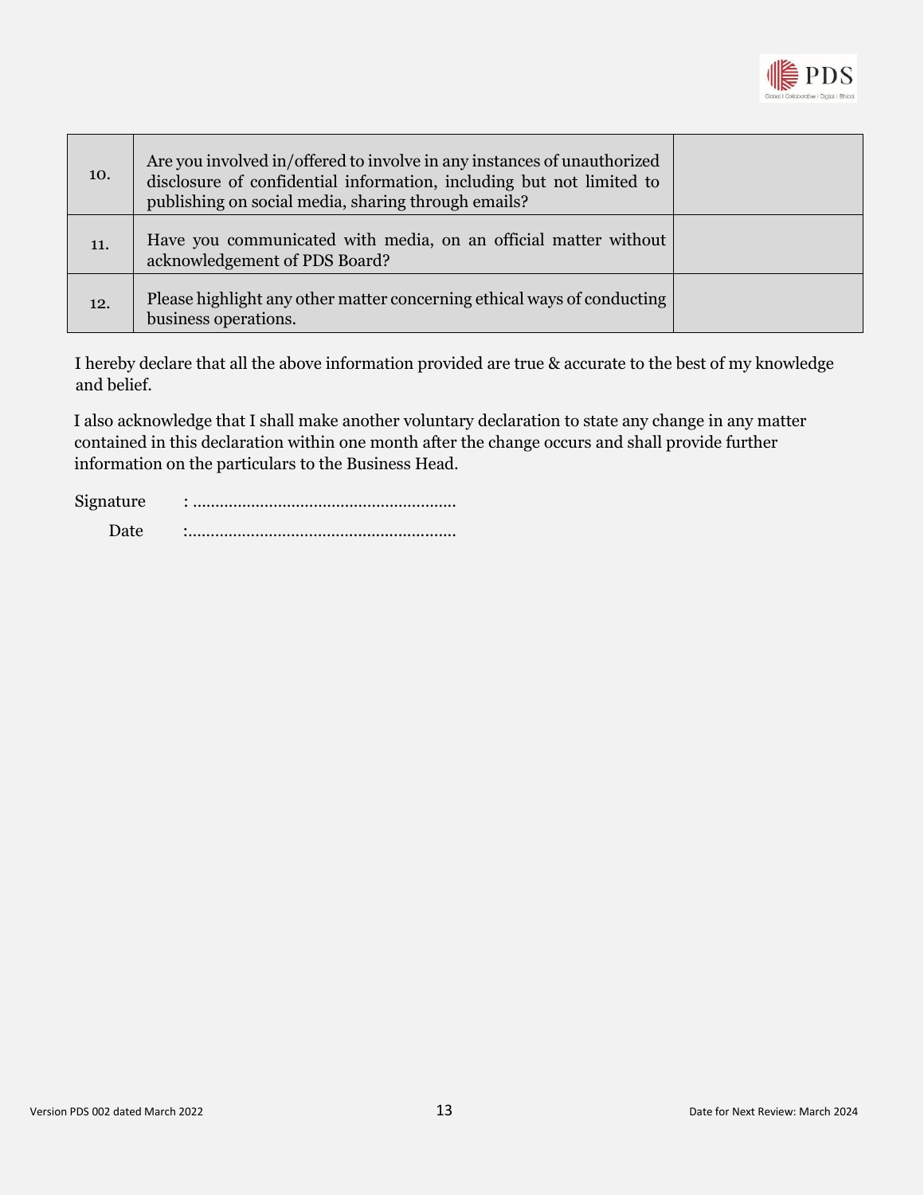| | | |
|---|---|---|
| 10. | Are you involved in/offered to involve in any instances of unauthorized disclosure of confidential information, including but not limited to publishing on social media, sharing through emails? | |
| 11. | Have you communicated with media, on an official matter without acknowledgement of PDS Board? | |
| 12. | Please highlight any other matter concerning ethical ways of conducting business operations. | |

I hereby declare that all the above information provided are true & accurate to the best of my knowledge and belief.

I also acknowledge that I shall make another voluntary declaration to state any change in any matter contained in this declaration within one month after the change occurs and shall provide further information on the particulars to the Business Head.

Signature : ..........................................................

Date :...........................................................